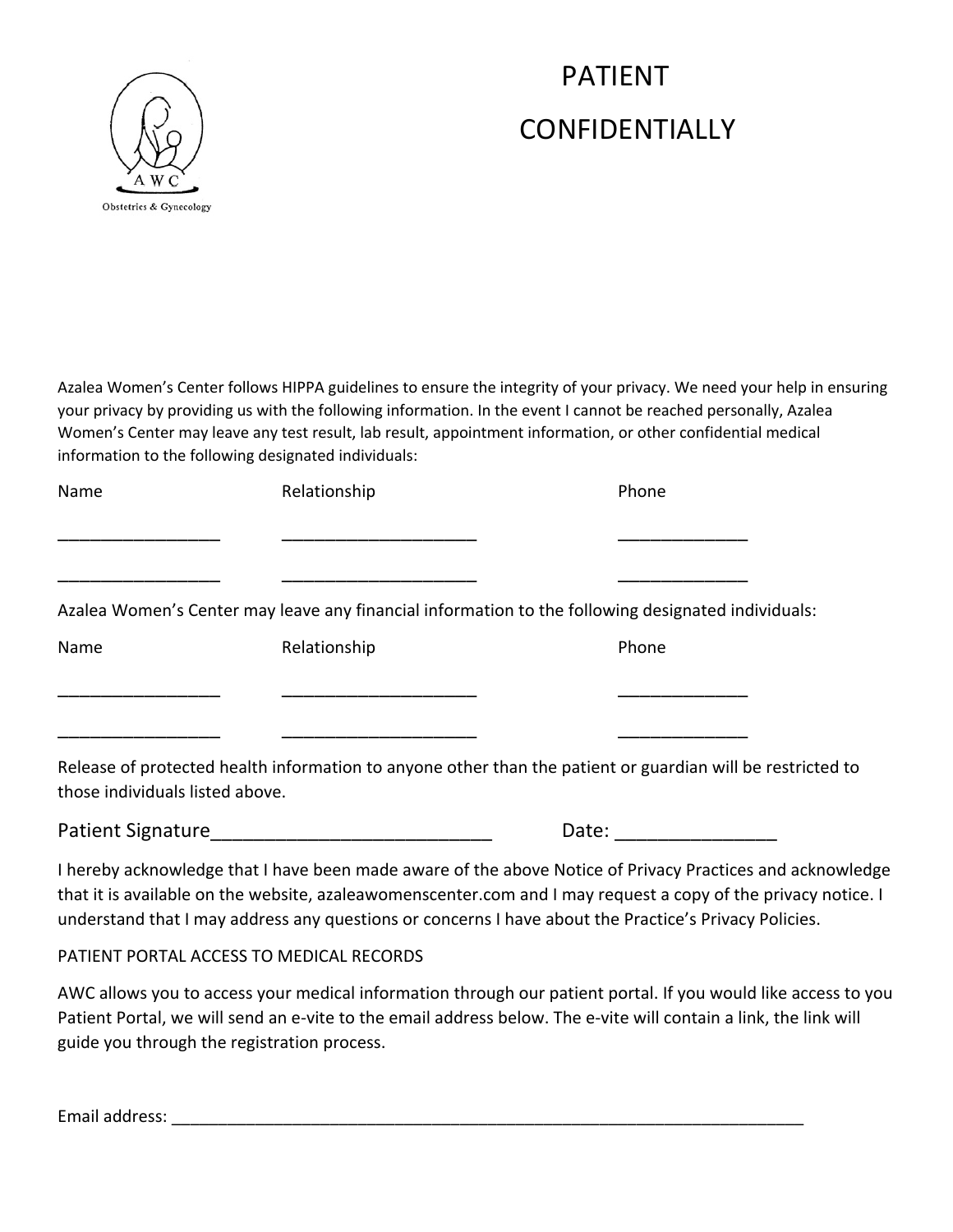AWC

Obstetrics & Gynecology

# PATIENT CONFIDENTIALLY

Azalea Women's Center follows HIPPA guidelines to ensure the integrity of your privacy. We need your help in ensuring your privacy by providing us with the following information. In the event I cannot be reached personally, Azalea Women's Center may leave any test result, lab result, appointment information, or other confidential medical information to the following designated individuals:

| Name | Relationship | Phone |
|---|---|---|
| _________________ | ____________________ | _____________ |
| _________________ | ____________________ | _____________ |

Azalea Women's Center may leave any financial information to the following designated individuals:

| Name | Relationship | Phone |
|---|---|---|
| _________________ | ____________________ | _____________ |
| _________________ | ____________________ | _____________ |

Release of protected health information to anyone other than the patient or guardian will be restricted to those individuals listed above.

Patient Signature__________________________ Date: _______________

I hereby acknowledge that I have been made aware of the above Notice of Privacy Practices and acknowledge that it is available on the website, azaleawomenscenter.com and I may request a copy of the privacy notice. I understand that I may address any questions or concerns I have about the Practice's Privacy Policies.

PATIENT PORTAL ACCESS TO MEDICAL RECORDS

AWC allows you to access your medical information through our patient portal. If you would like access to you Patient Portal, we will send an e-vite to the email address below. The e-vite will contain a link, the link will guide you through the registration process.

Email address: ______________________________________________________________________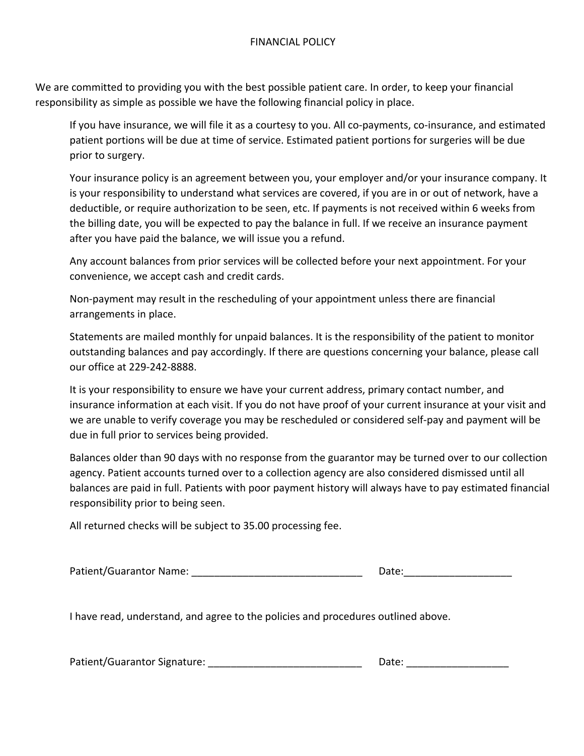# FINANCIAL POLICY

We are committed to providing you with the best possible patient care. In order, to keep your financial responsibility as simple as possible we have the following financial policy in place.

If you have insurance, we will file it as a courtesy to you. All co-payments, co-insurance, and estimated patient portions will be due at time of service. Estimated patient portions for surgeries will be due prior to surgery.

Your insurance policy is an agreement between you, your employer and/or your insurance company. It is your responsibility to understand what services are covered, if you are in or out of network, have a deductible, or require authorization to be seen, etc. If payments is not received within 6 weeks from the billing date, you will be expected to pay the balance in full. If we receive an insurance payment after you have paid the balance, we will issue you a refund.

Any account balances from prior services will be collected before your next appointment. For your convenience, we accept cash and credit cards.

Non-payment may result in the rescheduling of your appointment unless there are financial arrangements in place.

Statements are mailed monthly for unpaid balances. It is the responsibility of the patient to monitor outstanding balances and pay accordingly. If there are questions concerning your balance, please call our office at 229-242-8888.

It is your responsibility to ensure we have your current address, primary contact number, and insurance information at each visit. If you do not have proof of your current insurance at your visit and we are unable to verify coverage you may be rescheduled or considered self-pay and payment will be due in full prior to services being provided.

Balances older than 90 days with no response from the guarantor may be turned over to our collection agency. Patient accounts turned over to a collection agency are also considered dismissed until all balances are paid in full. Patients with poor payment history will always have to pay estimated financial responsibility prior to being seen.

All returned checks will be subject to 35.00 processing fee.

Patient/Guarantor Name: ______________________________ Date:__________________

I have read, understand, and agree to the policies and procedures outlined above.

Patient/Guarantor Signature: ___________________________ Date: __________________